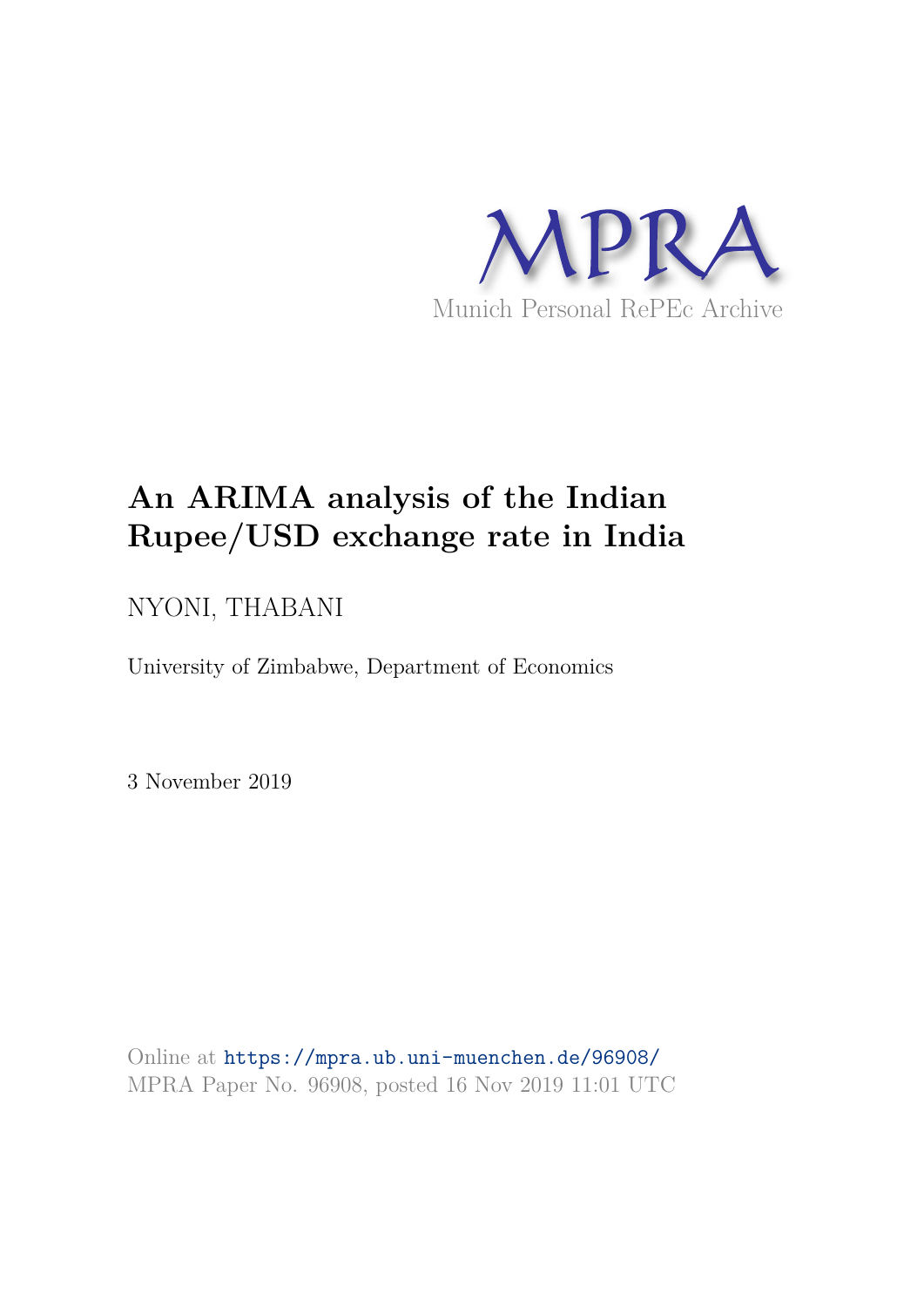MPRA

Munich Personal RePEc Archive

# An ARIMA analysis of the Indian Rupee/USD exchange rate in India

NYONI, THABANI

University of Zimbabwe, Department of Economics

3 November 2019

Online at https://mpra.ub.uni-muenchen.de/96908/
MPRA Paper No. 96908, posted 16 Nov 2019 11:01 UTC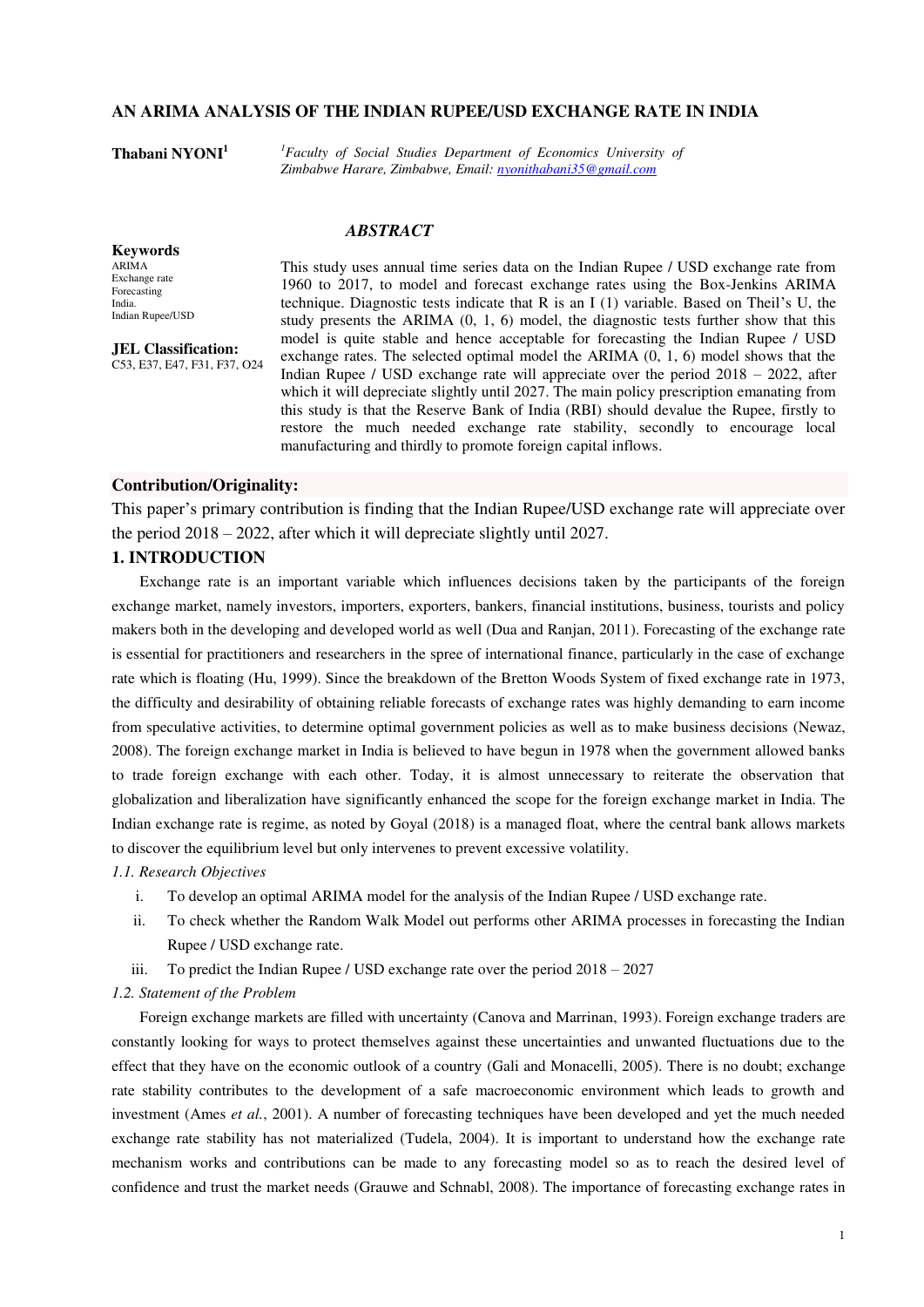# AN ARIMA ANALYSIS OF THE INDIAN RUPEE/USD EXCHANGE RATE IN INDIA

**Thabani NYONI**[1]

[1]*Faculty of Social Studies Department of Economics University of Zimbabwe Harare, Zimbabwe, Email: nyonithabani35@gmail.com*

### *ABSTRACT*

**Keywords**
ARIMA
Exchange rate
Forecasting
India.
Indian Rupee/USD

**JEL Classification:**
C53, E37, E47, F31, F37, O24

This study uses annual time series data on the Indian Rupee / USD exchange rate from 1960 to 2017, to model and forecast exchange rates using the Box-Jenkins ARIMA technique. Diagnostic tests indicate that R is an I (1) variable. Based on Theil's U, the study presents the ARIMA (0, 1, 6) model, the diagnostic tests further show that this model is quite stable and hence acceptable for forecasting the Indian Rupee / USD exchange rates. The selected optimal model the ARIMA (0, 1, 6) model shows that the Indian Rupee / USD exchange rate will appreciate over the period 2018 – 2022, after which it will depreciate slightly until 2027. The main policy prescription emanating from this study is that the Reserve Bank of India (RBI) should devalue the Rupee, firstly to restore the much needed exchange rate stability, secondly to encourage local manufacturing and thirdly to promote foreign capital inflows.

**Contribution/Originality:**

This paper's primary contribution is finding that the Indian Rupee/USD exchange rate will appreciate over the period 2018 – 2022, after which it will depreciate slightly until 2027.

## 1. INTRODUCTION

Exchange rate is an important variable which influences decisions taken by the participants of the foreign exchange market, namely investors, importers, exporters, bankers, financial institutions, business, tourists and policy makers both in the developing and developed world as well (Dua and Ranjan, 2011). Forecasting of the exchange rate is essential for practitioners and researchers in the spree of international finance, particularly in the case of exchange rate which is floating (Hu, 1999). Since the breakdown of the Bretton Woods System of fixed exchange rate in 1973, the difficulty and desirability of obtaining reliable forecasts of exchange rates was highly demanding to earn income from speculative activities, to determine optimal government policies as well as to make business decisions (Newaz, 2008). The foreign exchange market in India is believed to have begun in 1978 when the government allowed banks to trade foreign exchange with each other. Today, it is almost unnecessary to reiterate the observation that globalization and liberalization have significantly enhanced the scope for the foreign exchange market in India. The Indian exchange rate is regime, as noted by Goyal (2018) is a managed float, where the central bank allows markets to discover the equilibrium level but only intervenes to prevent excessive volatility.

*1.1. Research Objectives*

i. To develop an optimal ARIMA model for the analysis of the Indian Rupee / USD exchange rate.
ii. To check whether the Random Walk Model out performs other ARIMA processes in forecasting the Indian Rupee / USD exchange rate.
iii. To predict the Indian Rupee / USD exchange rate over the period 2018 – 2027

*1.2. Statement of the Problem*

Foreign exchange markets are filled with uncertainty (Canova and Marrinan, 1993). Foreign exchange traders are constantly looking for ways to protect themselves against these uncertainties and unwanted fluctuations due to the effect that they have on the economic outlook of a country (Gali and Monacelli, 2005). There is no doubt; exchange rate stability contributes to the development of a safe macroeconomic environment which leads to growth and investment (Ames *et al.*, 2001). A number of forecasting techniques have been developed and yet the much needed exchange rate stability has not materialized (Tudela, 2004). It is important to understand how the exchange rate mechanism works and contributions can be made to any forecasting model so as to reach the desired level of confidence and trust the market needs (Grauwe and Schnabl, 2008). The importance of forecasting exchange rates in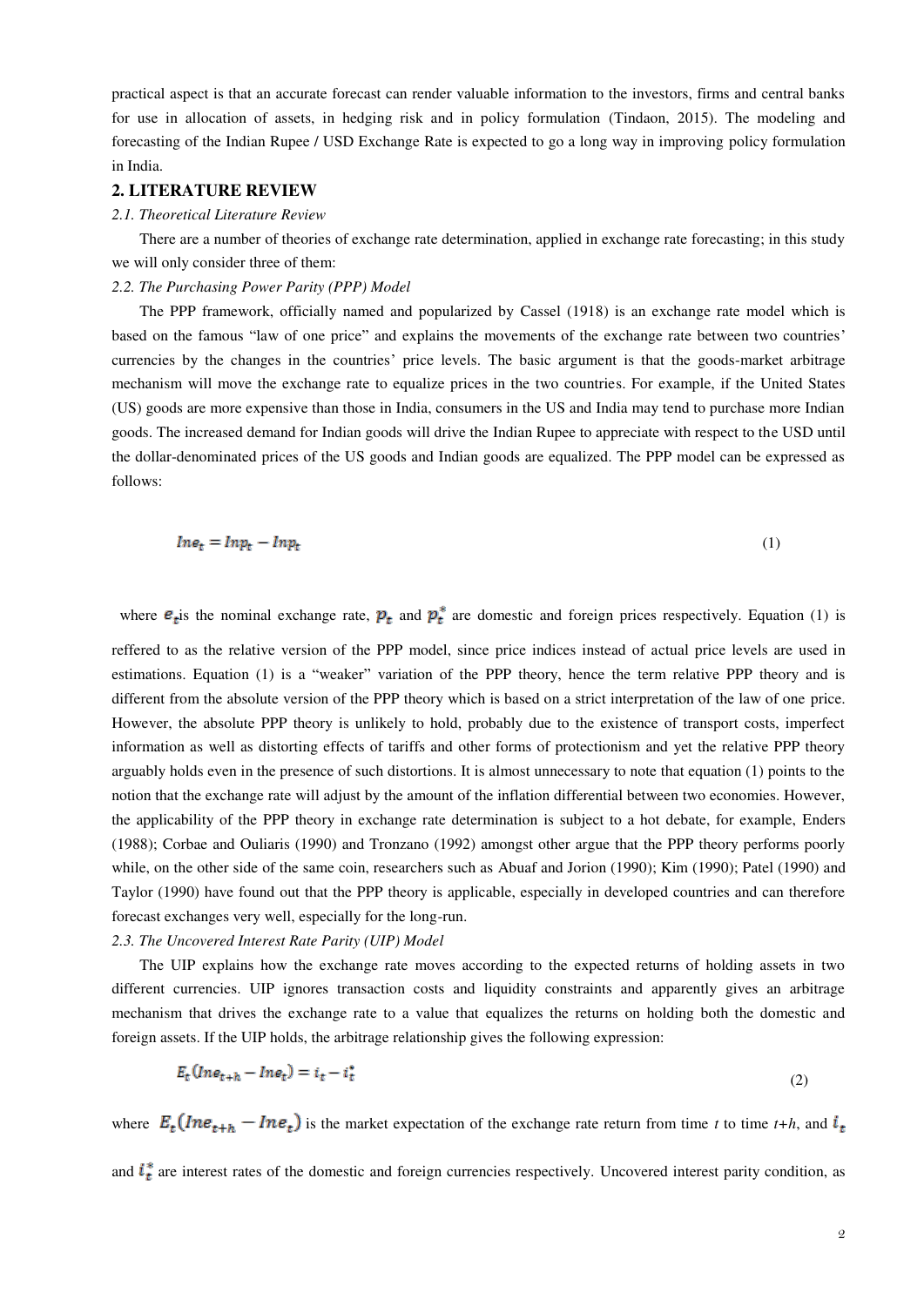practical aspect is that an accurate forecast can render valuable information to the investors, firms and central banks for use in allocation of assets, in hedging risk and in policy formulation (Tindaon, 2015). The modeling and forecasting of the Indian Rupee / USD Exchange Rate is expected to go a long way in improving policy formulation in India.

## 2. LITERATURE REVIEW

*2.1. Theoretical Literature Review*

There are a number of theories of exchange rate determination, applied in exchange rate forecasting; in this study we will only consider three of them:

*2.2. The Purchasing Power Parity (PPP) Model*

The PPP framework, officially named and popularized by Cassel (1918) is an exchange rate model which is based on the famous "law of one price" and explains the movements of the exchange rate between two countries' currencies by the changes in the countries' price levels. The basic argument is that the goods-market arbitrage mechanism will move the exchange rate to equalize prices in the two countries. For example, if the United States (US) goods are more expensive than those in India, consumers in the US and India may tend to purchase more Indian goods. The increased demand for Indian goods will drive the Indian Rupee to appreciate with respect to the USD until the dollar-denominated prices of the US goods and Indian goods are equalized. The PPP model can be expressed as follows:

$$Ine_t = Inp_t - Inp_t \tag{1}$$

where $e_t$ is the nominal exchange rate, $p_t$ and $p_t^*$ are domestic and foreign prices respectively. Equation (1) is reffered to as the relative version of the PPP model, since price indices instead of actual price levels are used in estimations. Equation (1) is a "weaker" variation of the PPP theory, hence the term relative PPP theory and is different from the absolute version of the PPP theory which is based on a strict interpretation of the law of one price. However, the absolute PPP theory is unlikely to hold, probably due to the existence of transport costs, imperfect information as well as distorting effects of tariffs and other forms of protectionism and yet the relative PPP theory arguably holds even in the presence of such distortions. It is almost unnecessary to note that equation (1) points to the notion that the exchange rate will adjust by the amount of the inflation differential between two economies. However, the applicability of the PPP theory in exchange rate determination is subject to a hot debate, for example, Enders (1988); Corbae and Ouliaris (1990) and Tronzano (1992) amongst other argue that the PPP theory performs poorly while, on the other side of the same coin, researchers such as Abuaf and Jorion (1990); Kim (1990); Patel (1990) and Taylor (1990) have found out that the PPP theory is applicable, especially in developed countries and can therefore forecast exchanges very well, especially for the long-run.

*2.3. The Uncovered Interest Rate Parity (UIP) Model*

The UIP explains how the exchange rate moves according to the expected returns of holding assets in two different currencies. UIP ignores transaction costs and liquidity constraints and apparently gives an arbitrage mechanism that drives the exchange rate to a value that equalizes the returns on holding both the domestic and foreign assets. If the UIP holds, the arbitrage relationship gives the following expression:

$$E_t(Ine_{t+h} - Ine_t) = i_t - i_t^* \tag{2}$$

where $E_t(Ine_{t+h} - Ine_t)$ is the market expectation of the exchange rate return from time *t* to time *t+h*, and $i_t$ and $i_t^*$ are interest rates of the domestic and foreign currencies respectively. Uncovered interest parity condition, as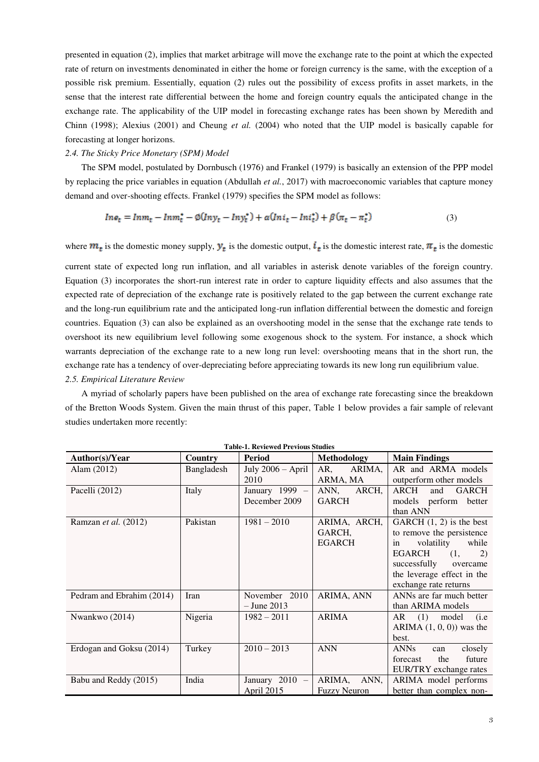presented in equation (2), implies that market arbitrage will move the exchange rate to the point at which the expected rate of return on investments denominated in either the home or foreign currency is the same, with the exception of a possible risk premium. Essentially, equation (2) rules out the possibility of excess profits in asset markets, in the sense that the interest rate differential between the home and foreign country equals the anticipated change in the exchange rate. The applicability of the UIP model in forecasting exchange rates has been shown by Meredith and Chinn (1998); Alexius (2001) and Cheung *et al.* (2004) who noted that the UIP model is basically capable for forecasting at longer horizons.

*2.4. The Sticky Price Monetary (SPM) Model*

The SPM model, postulated by Dornbusch (1976) and Frankel (1979) is basically an extension of the PPP model by replacing the price variables in equation (Abdullah *et al.*, 2017) with macroeconomic variables that capture money demand and over-shooting effects. Frankel (1979) specifies the SPM model as follows:

$$Ine_t = Inm_t - Inm_t^* - \emptyset(Iny_t - Iny_t^*) + \alpha(Ini_t - Ini_t^*) + \beta(\pi_t - \pi_t^*) \tag{3}$$

where $m_t$ is the domestic money supply, $y_t$ is the domestic output, $i_t$ is the domestic interest rate, $\pi_t$ is the domestic current state of expected long run inflation, and all variables in asterisk denote variables of the foreign country. Equation (3) incorporates the short-run interest rate in order to capture liquidity effects and also assumes that the expected rate of depreciation of the exchange rate is positively related to the gap between the current exchange rate and the long-run equilibrium rate and the anticipated long-run inflation differential between the domestic and foreign countries. Equation (3) can also be explained as an overshooting model in the sense that the exchange rate tends to overshoot its new equilibrium level following some exogenous shock to the system. For instance, a shock which warrants depreciation of the exchange rate to a new long run level: overshooting means that in the short run, the exchange rate has a tendency of over-depreciating before appreciating towards its new long run equilibrium value.

*2.5. Empirical Literature Review*

A myriad of scholarly papers have been published on the area of exchange rate forecasting since the breakdown of the Bretton Woods System. Given the main thrust of this paper, Table 1 below provides a fair sample of relevant studies undertaken more recently:

**Table-1. Reviewed Previous Studies**

| Author(s)/Year | Country | Period | Methodology | Main Findings |
|---|---|---|---|---|
| Alam (2012) | Bangladesh | July 2006 – April 2010 | AR, ARIMA, ARMA, MA | AR and ARMA models outperform other models |
| Pacelli (2012) | Italy | January 1999 – December 2009 | ANN, ARCH, GARCH | ARCH and GARCH models perform better than ANN |
| Ramzan *et al.* (2012) | Pakistan | 1981 – 2010 | ARIMA, ARCH, GARCH, EGARCH | GARCH (1, 2) is the best to remove the persistence in volatility while EGARCH (1, 2) successfully overcame the leverage effect in the exchange rate returns |
| Pedram and Ebrahim (2014) | Iran | November 2010 – June 2013 | ARIMA, ANN | ANNs are far much better than ARIMA models |
| Nwankwo (2014) | Nigeria | 1982 – 2011 | ARIMA | AR (1) model (i.e ARIMA (1, 0, 0)) was the best. |
| Erdogan and Goksu (2014) | Turkey | 2010 – 2013 | ANN | ANNs can closely forecast the future EUR/TRY exchange rates |
| Babu and Reddy (2015) | India | January 2010 – April 2015 | ARIMA, ANN, Fuzzy Neuron | ARIMA model performs better than complex non- |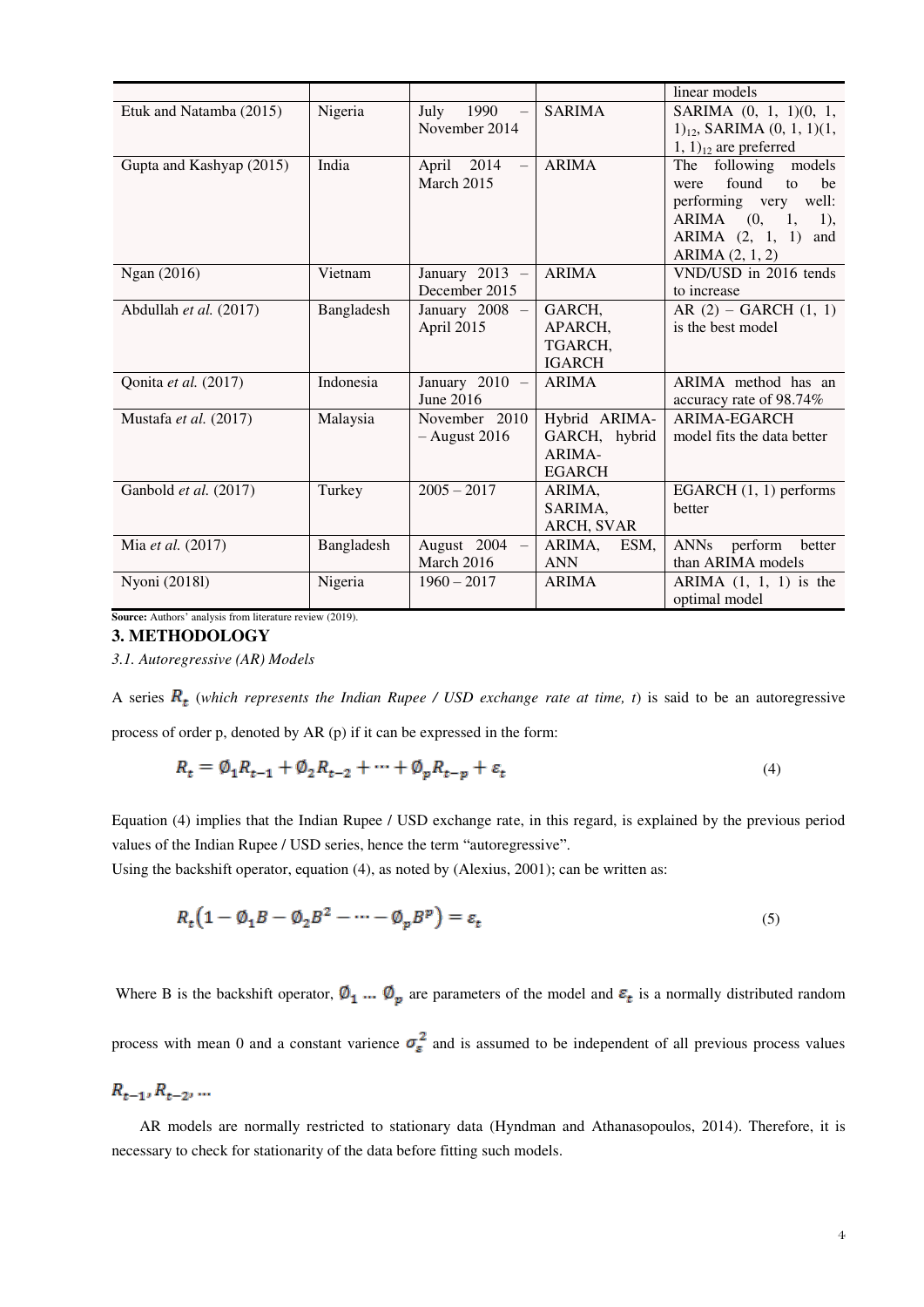| | | | | linear models |
|---|---|---|---|---|
| Etuk and Natamba (2015) | Nigeria | July 1990 – November 2014 | SARIMA | SARIMA (0, 1, 1)(0, 1, $1)_{12}$, SARIMA (0, 1, 1)(1, 1, $1)_{12}$ are preferred |
| Gupta and Kashyap (2015) | India | April 2014 – March 2015 | ARIMA | The following models were found to be performing very well: ARIMA (0, 1, 1), ARIMA (2, 1, 1) and ARIMA (2, 1, 2) |
| Ngan (2016) | Vietnam | January 2013 – December 2015 | ARIMA | VND/USD in 2016 tends to increase |
| Abdullah *et al.* (2017) | Bangladesh | January 2008 – April 2015 | GARCH, APARCH, TGARCH, IGARCH | AR (2) – GARCH (1, 1) is the best model |
| Qonita *et al.* (2017) | Indonesia | January 2010 – June 2016 | ARIMA | ARIMA method has an accuracy rate of 98.74% |
| Mustafa *et al.* (2017) | Malaysia | November 2010 – August 2016 | Hybrid ARIMA-GARCH, hybrid ARIMA-EGARCH | ARIMA-EGARCH model fits the data better |
| Ganbold *et al.* (2017) | Turkey | 2005 – 2017 | ARIMA, SARIMA, ARCH, SVAR | EGARCH (1, 1) performs better |
| Mia *et al.* (2017) | Bangladesh | August 2004 – March 2016 | ARIMA, ESM, ANN | ANNs perform better than ARIMA models |
| Nyoni (2018l) | Nigeria | 1960 – 2017 | ARIMA | ARIMA (1, 1, 1) is the optimal model |

**Source:** Authors' analysis from literature review (2019).

## 3. METHODOLOGY

*3.1. Autoregressive (AR) Models*

A series $R_t$ (*which represents the Indian Rupee / USD exchange rate at time, t*) is said to be an autoregressive process of order p, denoted by AR (p) if it can be expressed in the form:

$$R_t = \emptyset_1 R_{t-1} + \emptyset_2 R_{t-2} + \cdots + \emptyset_p R_{t-p} + \varepsilon_t \tag{4}$$

Equation (4) implies that the Indian Rupee / USD exchange rate, in this regard, is explained by the previous period values of the Indian Rupee / USD series, hence the term "autoregressive".

Using the backshift operator, equation (4), as noted by (Alexius, 2001); can be written as:

$$R_t\left(1 - \emptyset_1 B - \emptyset_2 B^2 - \cdots - \emptyset_p B^p\right) = \varepsilon_t \tag{5}$$

Where B is the backshift operator, $\emptyset_1 \ldots \emptyset_p$ are parameters of the model and $\varepsilon_t$ is a normally distributed random process with mean 0 and a constant varience $\sigma_\varepsilon^2$ and is assumed to be independent of all previous process values $R_{t-1}, R_{t-2}, \ldots$

AR models are normally restricted to stationary data (Hyndman and Athanasopoulos, 2014). Therefore, it is necessary to check for stationarity of the data before fitting such models.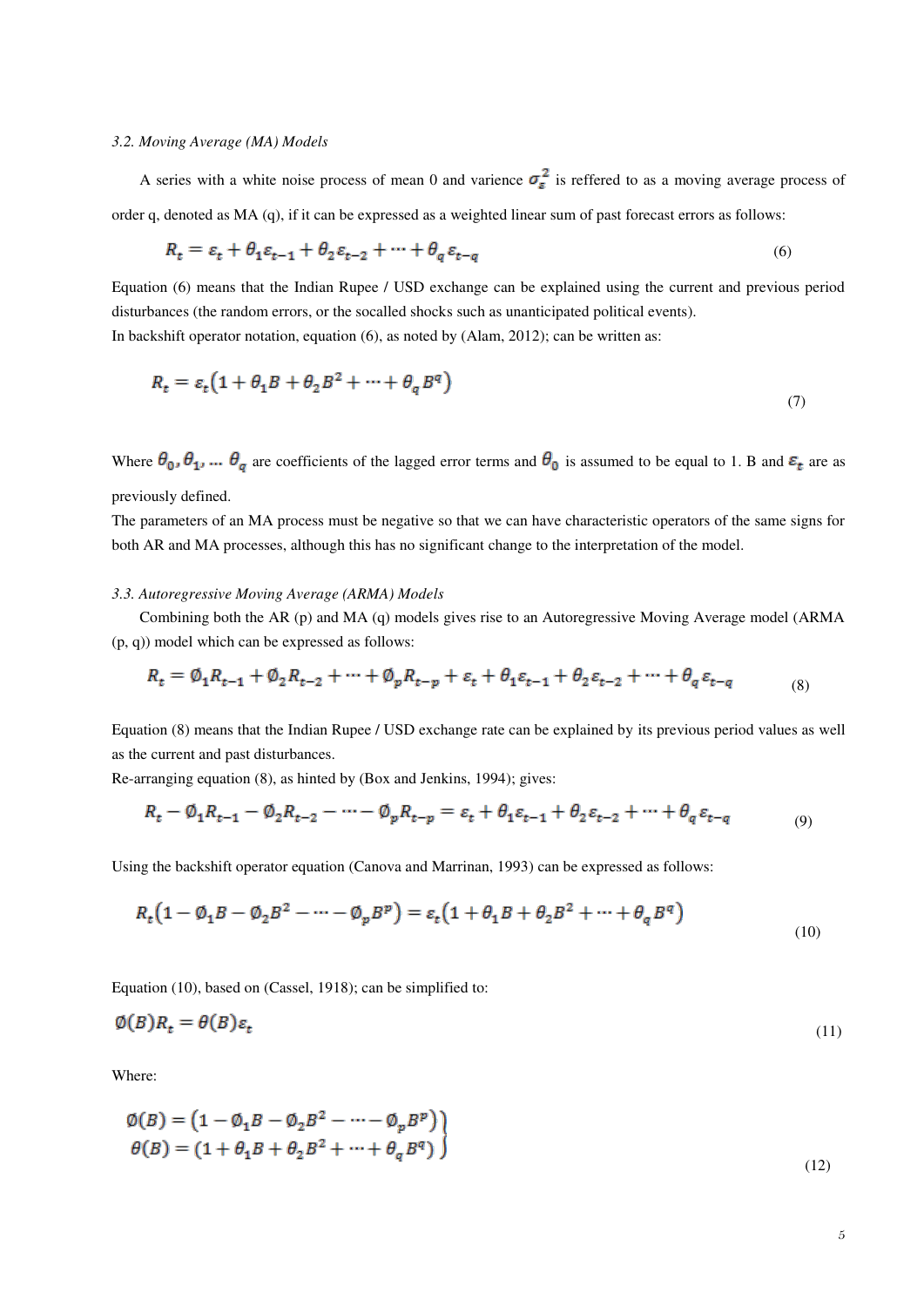### *3.2. Moving Average (MA) Models*

A series with a white noise process of mean 0 and varience $\sigma_{\varepsilon}^{2}$ is reffered to as a moving average process of order q, denoted as MA (q), if it can be expressed as a weighted linear sum of past forecast errors as follows:

$$R_t = \varepsilon_t + \theta_1 \varepsilon_{t-1} + \theta_2 \varepsilon_{t-2} + \cdots + \theta_q \varepsilon_{t-q} \tag{6}$$

Equation (6) means that the Indian Rupee / USD exchange can be explained using the current and previous period disturbances (the random errors, or the socalled shocks such as unanticipated political events).
In backshift operator notation, equation (6), as noted by (Alam, 2012); can be written as:

$$R_t = \varepsilon_t \left(1 + \theta_1 B + \theta_2 B^2 + \cdots + \theta_q B^q\right) \tag{7}$$

Where $\theta_0, \theta_1, \ldots \theta_q$ are coefficients of the lagged error terms and $\theta_0$ is assumed to be equal to 1. B and $\varepsilon_t$ are as previously defined.
The parameters of an MA process must be negative so that we can have characteristic operators of the same signs for both AR and MA processes, although this has no significant change to the interpretation of the model.

### *3.3. Autoregressive Moving Average (ARMA) Models*

Combining both the AR (p) and MA (q) models gives rise to an Autoregressive Moving Average model (ARMA (p, q)) model which can be expressed as follows:

$$R_t = \emptyset_1 R_{t-1} + \emptyset_2 R_{t-2} + \cdots + \emptyset_p R_{t-p} + \varepsilon_t + \theta_1 \varepsilon_{t-1} + \theta_2 \varepsilon_{t-2} + \cdots + \theta_q \varepsilon_{t-q} \tag{8}$$

Equation (8) means that the Indian Rupee / USD exchange rate can be explained by its previous period values as well as the current and past disturbances.
Re-arranging equation (8), as hinted by (Box and Jenkins, 1994); gives:

$$R_t - \emptyset_1 R_{t-1} - \emptyset_2 R_{t-2} - \cdots - \emptyset_p R_{t-p} = \varepsilon_t + \theta_1 \varepsilon_{t-1} + \theta_2 \varepsilon_{t-2} + \cdots + \theta_q \varepsilon_{t-q} \tag{9}$$

Using the backshift operator equation (Canova and Marrinan, 1993) can be expressed as follows:

$$R_t\left(1 - \emptyset_1 B - \emptyset_2 B^2 - \cdots - \emptyset_p B^p\right) = \varepsilon_t\left(1 + \theta_1 B + \theta_2 B^2 + \cdots + \theta_q B^q\right) \tag{10}$$

Equation (10), based on (Cassel, 1918); can be simplified to:

$$\emptyset(B) R_t = \theta(B) \varepsilon_t \tag{11}$$

Where:

$$\left.\begin{array}{l} \emptyset(B) = \left(1 - \emptyset_1 B - \emptyset_2 B^2 - \cdots - \emptyset_p B^p\right) \\ \theta(B) = \left(1 + \theta_1 B + \theta_2 B^2 + \cdots + \theta_q B^q\right) \end{array}\right\} \tag{12}$$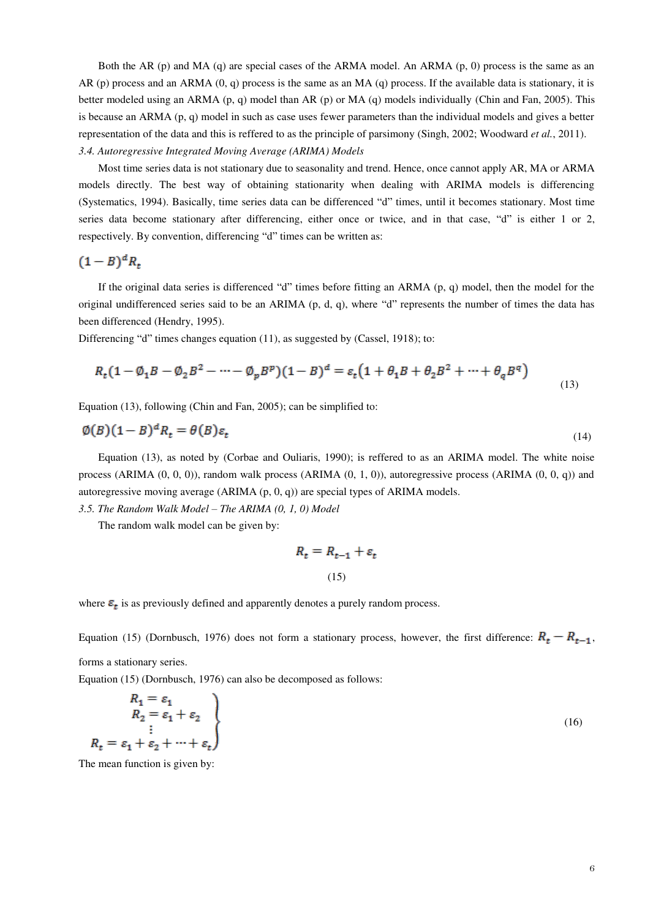Both the AR (p) and MA (q) are special cases of the ARMA model. An ARMA (p, 0) process is the same as an AR (p) process and an ARMA (0, q) process is the same as an MA (q) process. If the available data is stationary, it is better modeled using an ARMA (p, q) model than AR (p) or MA (q) models individually (Chin and Fan, 2005). This is because an ARMA (p, q) model in such as case uses fewer parameters than the individual models and gives a better representation of the data and this is reffered to as the principle of parsimony (Singh, 2002; Woodward *et al.*, 2011).

### *3.4. Autoregressive Integrated Moving Average (ARIMA) Models*

Most time series data is not stationary due to seasonality and trend. Hence, once cannot apply AR, MA or ARMA models directly. The best way of obtaining stationarity when dealing with ARIMA models is differencing (Systematics, 1994). Basically, time series data can be differenced "d" times, until it becomes stationary. Most time series data become stationary after differencing, either once or twice, and in that case, "d" is either 1 or 2, respectively. By convention, differencing "d" times can be written as:

$$(1-B)^d R_t$$

If the original data series is differenced "d" times before fitting an ARMA (p, q) model, then the model for the original undifferenced series said to be an ARIMA (p, d, q), where "d" represents the number of times the data has been differenced (Hendry, 1995).

Differencing "d" times changes equation (11), as suggested by (Cassel, 1918); to:

$$R_t(1-\emptyset_1 B-\emptyset_2 B^2-\cdots-\emptyset_p B^p)(1-B)^d=\varepsilon_t(1+\theta_1 B+\theta_2 B^2+\cdots+\theta_q B^q) \tag{13}$$

Equation (13), following (Chin and Fan, 2005); can be simplified to:

$$\emptyset(B)(1-B)^d R_t=\theta(B)\varepsilon_t \tag{14}$$

Equation (13), as noted by (Corbae and Ouliaris, 1990); is reffered to as an ARIMA model. The white noise process (ARIMA (0, 0, 0)), random walk process (ARIMA (0, 1, 0)), autoregressive process (ARIMA (0, 0, q)) and autoregressive moving average (ARIMA (p, 0, q)) are special types of ARIMA models.

### *3.5. The Random Walk Model – The ARIMA (0, 1, 0) Model*

The random walk model can be given by:

$$R_t=R_{t-1}+\varepsilon_t \tag{15}$$

where $\varepsilon_t$ is as previously defined and apparently denotes a purely random process.

Equation (15) (Dornbusch, 1976) does not form a stationary process, however, the first difference: $R_t-R_{t-1}$, forms a stationary series.

Equation (15) (Dornbusch, 1976) can also be decomposed as follows:

$$\left.\begin{aligned} R_1&=\varepsilon_1\\ R_2&=\varepsilon_1+\varepsilon_2\\ &\vdots\\ R_t&=\varepsilon_1+\varepsilon_2+\cdots+\varepsilon_t \end{aligned}\right\} \tag{16}$$

The mean function is given by: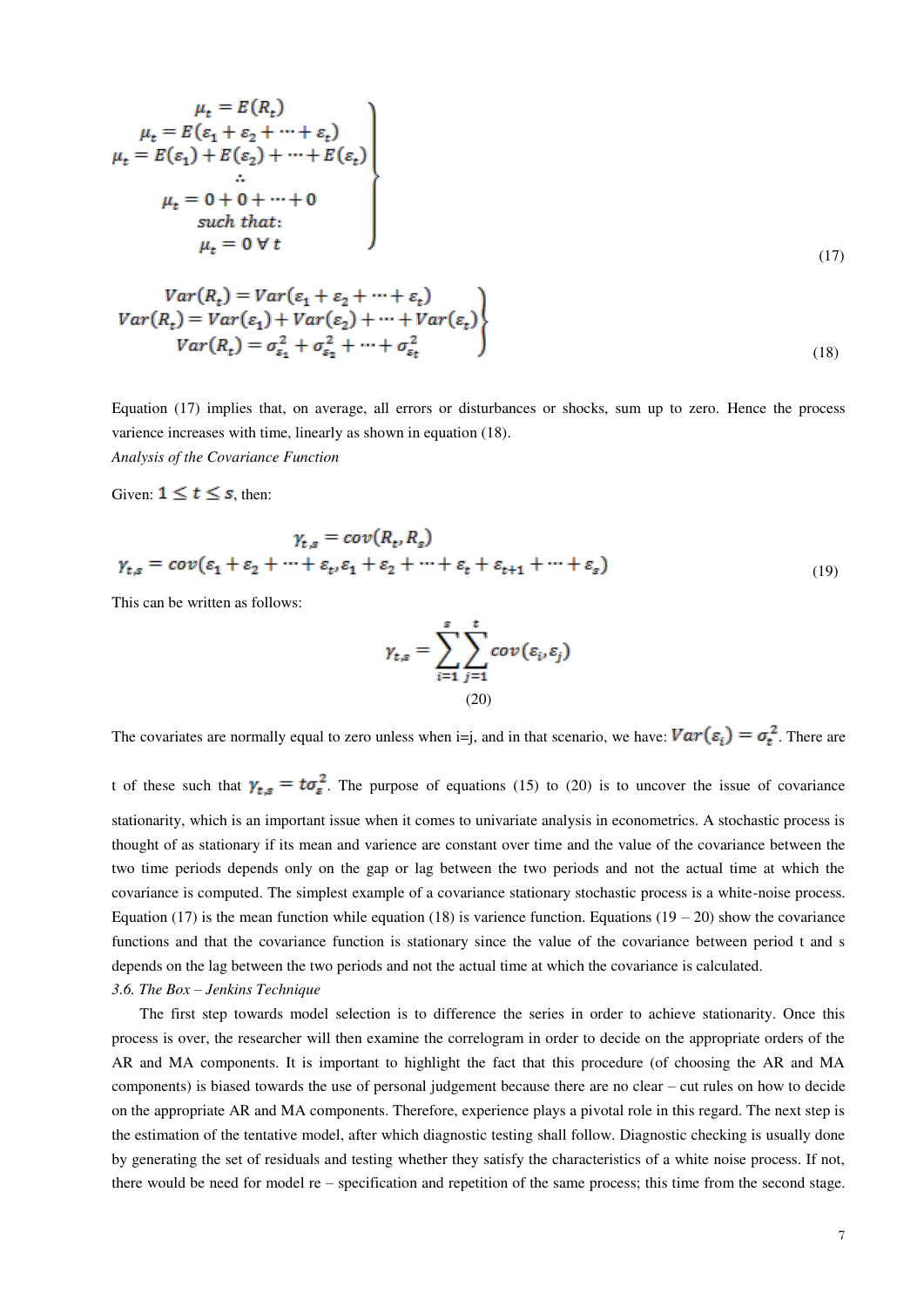$$\left.\begin{array}{c}\mu_t = E(R_t) \\ \mu_t = E(\varepsilon_1 + \varepsilon_2 + \cdots + \varepsilon_t) \\ \mu_t = E(\varepsilon_1) + E(\varepsilon_2) + \cdots + E(\varepsilon_t) \\ \therefore \\ \mu_t = 0 + 0 + \cdots + 0 \\ such\ that: \\ \mu_t = 0\ \forall\ t\end{array}\right\} \tag{17}$$

$$\left.\begin{array}{c}Var(R_t) = Var(\varepsilon_1 + \varepsilon_2 + \cdots + \varepsilon_t) \\ Var(R_t) = Var(\varepsilon_1) + Var(\varepsilon_2) + \cdots + Var(\varepsilon_t) \\ Var(R_t) = \sigma^2_{\varepsilon_1} + \sigma^2_{\varepsilon_2} + \cdots + \sigma^2_{\varepsilon t}\end{array}\right\} \tag{18}$$

Equation (17) implies that, on average, all errors or disturbances or shocks, sum up to zero. Hence the process varience increases with time, linearly as shown in equation (18).

*Analysis of the Covariance Function*

Given: $1 \leq t \leq s$, then:

$$\begin{array}{c}\gamma_{t,s} = cov(R_t, R_s) \\ \gamma_{t,s} = cov(\varepsilon_1 + \varepsilon_2 + \cdots + \varepsilon_t, \varepsilon_1 + \varepsilon_2 + \cdots + \varepsilon_t + \varepsilon_{t+1} + \cdots + \varepsilon_s)\end{array} \tag{19}$$

This can be written as follows:

$$\gamma_{t,s} = \sum_{i=1}^{s} \sum_{j=1}^{t} cov(\varepsilon_i, \varepsilon_j) \tag{20}$$

The covariates are normally equal to zero unless when i=j, and in that scenario, we have: $Var(\varepsilon_i) = \sigma_t^2$. There are t of these such that $\gamma_{t,s} = t\sigma_\varepsilon^2$. The purpose of equations (15) to (20) is to uncover the issue of covariance stationarity, which is an important issue when it comes to univariate analysis in econometrics. A stochastic process is thought of as stationary if its mean and varience are constant over time and the value of the covariance between the two time periods depends only on the gap or lag between the two periods and not the actual time at which the covariance is computed. The simplest example of a covariance stationary stochastic process is a white-noise process. Equation (17) is the mean function while equation (18) is varience function. Equations (19 – 20) show the covariance functions and that the covariance function is stationary since the value of the covariance between period t and s depends on the lag between the two periods and not the actual time at which the covariance is calculated.

*3.6. The Box – Jenkins Technique*

The first step towards model selection is to difference the series in order to achieve stationarity. Once this process is over, the researcher will then examine the correlogram in order to decide on the appropriate orders of the AR and MA components. It is important to highlight the fact that this procedure (of choosing the AR and MA components) is biased towards the use of personal judgement because there are no clear – cut rules on how to decide on the appropriate AR and MA components. Therefore, experience plays a pivotal role in this regard. The next step is the estimation of the tentative model, after which diagnostic testing shall follow. Diagnostic checking is usually done by generating the set of residuals and testing whether they satisfy the characteristics of a white noise process. If not, there would be need for model re – specification and repetition of the same process; this time from the second stage.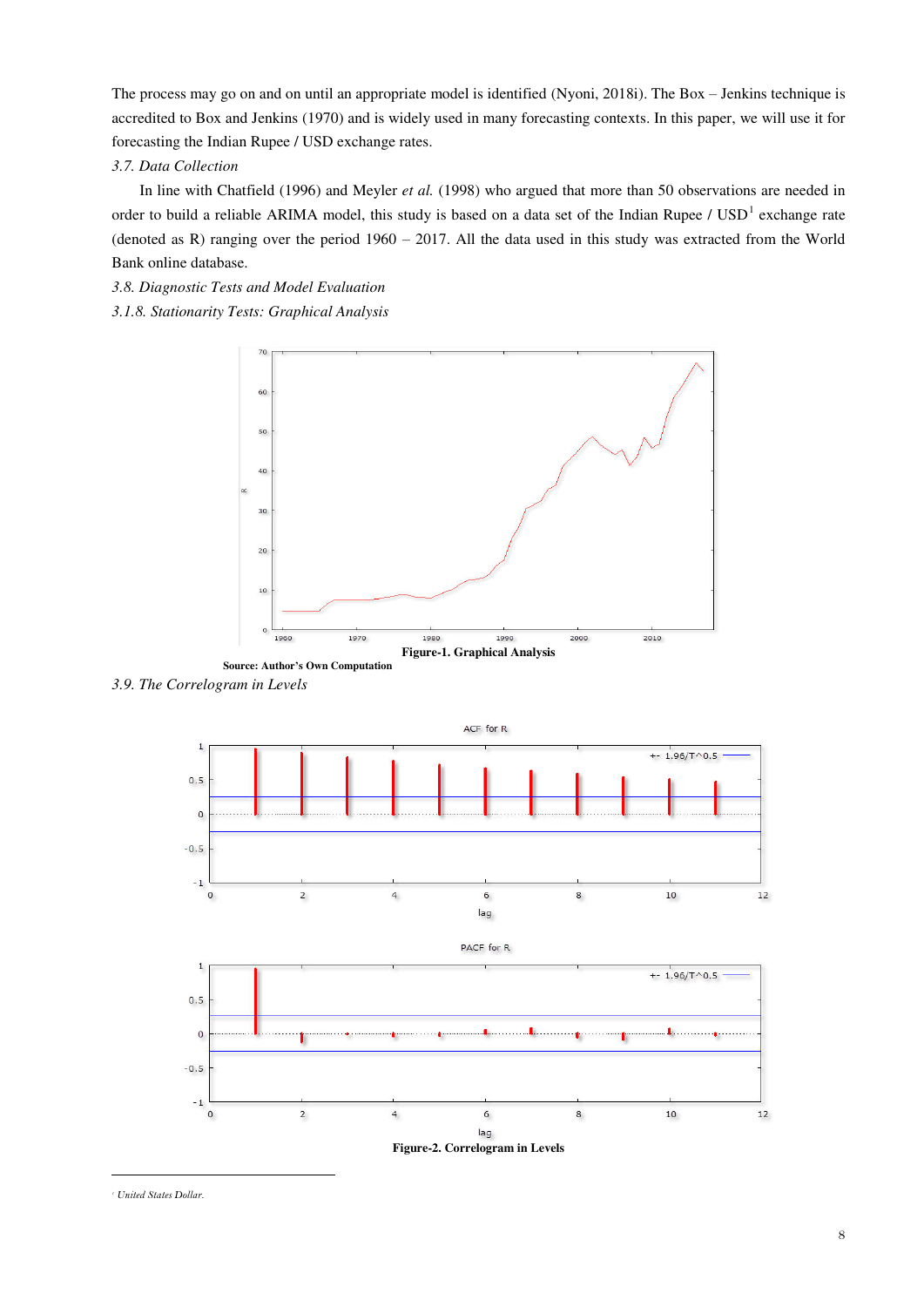The process may go on and on until an appropriate model is identified (Nyoni, 2018i). The Box – Jenkins technique is accredited to Box and Jenkins (1970) and is widely used in many forecasting contexts. In this paper, we will use it for forecasting the Indian Rupee / USD exchange rates.

*3.7. Data Collection*

In line with Chatfield (1996) and Meyler *et al.* (1998) who argued that more than 50 observations are needed in order to build a reliable ARIMA model, this study is based on a data set of the Indian Rupee / USD[1] exchange rate (denoted as R) ranging over the period 1960 – 2017. All the data used in this study was extracted from the World Bank online database.

*3.8. Diagnostic Tests and Model Evaluation*

*3.1.8. Stationarity Tests: Graphical Analysis*

**Figure-1. Graphical Analysis**

**Source: Author's Own Computation**

*3.9. The Correlogram in Levels*

**Figure-2. Correlogram in Levels**

---

[1] *United States Dollar.*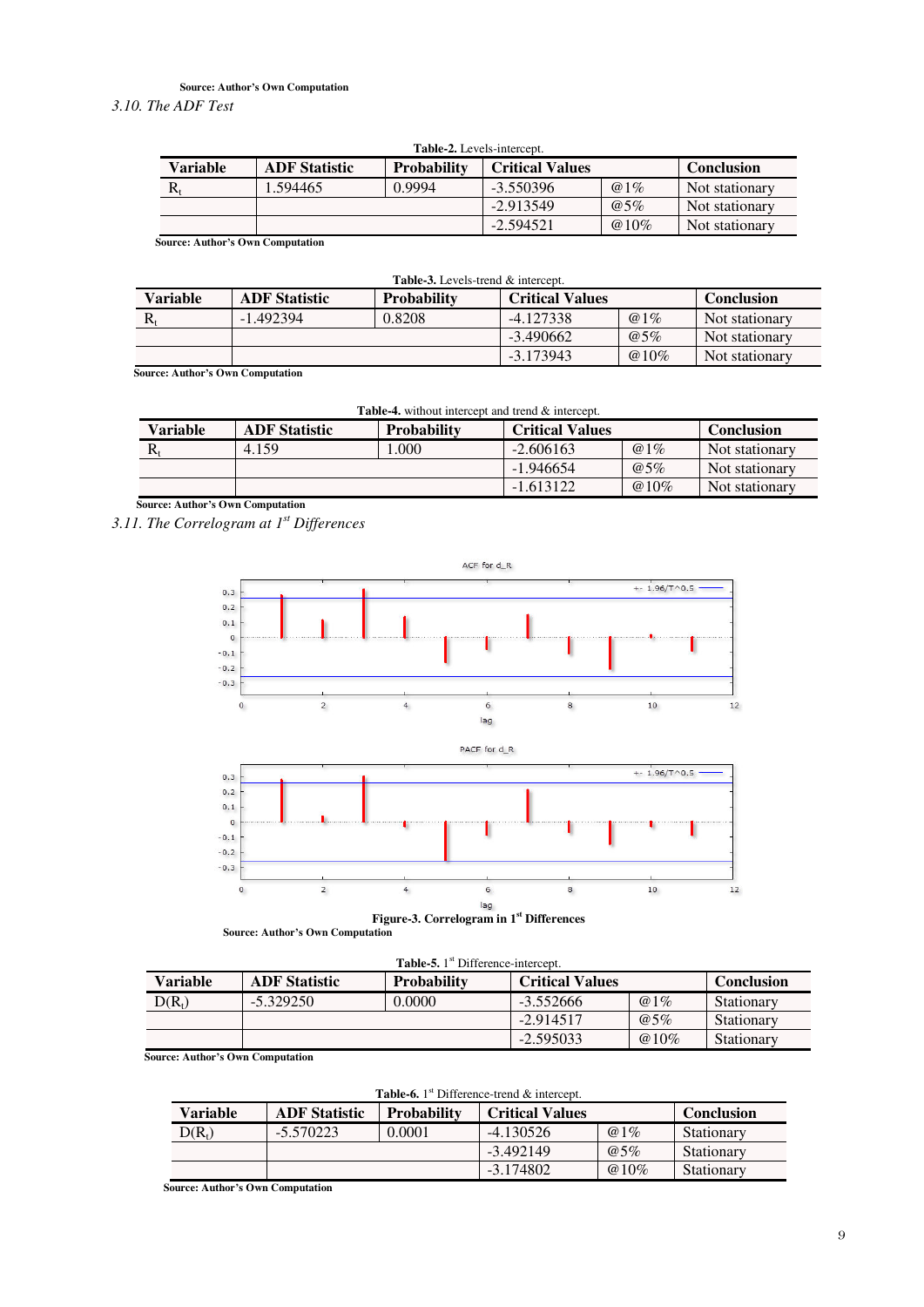Source: Author's Own Computation

### 3.10. The ADF Test

**Table-2.** Levels-intercept.

| Variable | ADF Statistic | Probability | Critical Values | | Conclusion |
|---|---|---|---|---|---|
| $R_t$ | 1.594465 | 0.9994 | -3.550396 | @1% | Not stationary |
| | | | -2.913549 | @5% | Not stationary |
| | | | -2.594521 | @10% | Not stationary |

**Source: Author's Own Computation**

**Table-3.** Levels-trend & intercept.

| Variable | ADF Statistic | Probability | Critical Values | | Conclusion |
|---|---|---|---|---|---|
| $R_t$ | -1.492394 | 0.8208 | -4.127338 | @1% | Not stationary |
| | | | -3.490662 | @5% | Not stationary |
| | | | -3.173943 | @10% | Not stationary |

**Source: Author's Own Computation**

**Table-4.** without intercept and trend & intercept.

| Variable | ADF Statistic | Probability | Critical Values | | Conclusion |
|---|---|---|---|---|---|
| $R_t$ | 4.159 | 1.000 | -2.606163 | @1% | Not stationary |
| | | | -1.946654 | @5% | Not stationary |
| | | | -1.613122 | @10% | Not stationary |

**Source: Author's Own Computation**

### 3.11. The Correlogram at 1st Differences

**Figure-3. Correlogram in 1st Differences**

**Source: Author's Own Computation**

**Table-5.** 1st Difference-intercept.

| Variable | ADF Statistic | Probability | Critical Values | | Conclusion |
|---|---|---|---|---|---|
| $D(R_t)$ | -5.329250 | 0.0000 | -3.552666 | @1% | Stationary |
| | | | -2.914517 | @5% | Stationary |
| | | | -2.595033 | @10% | Stationary |

**Source: Author's Own Computation**

**Table-6.** 1st Difference-trend & intercept.

| Variable | ADF Statistic | Probability | Critical Values | | Conclusion |
|---|---|---|---|---|---|
| $D(R_t)$ | -5.570223 | 0.0001 | -4.130526 | @1% | Stationary |
| | | | -3.492149 | @5% | Stationary |
| | | | -3.174802 | @10% | Stationary |

**Source: Author's Own Computation**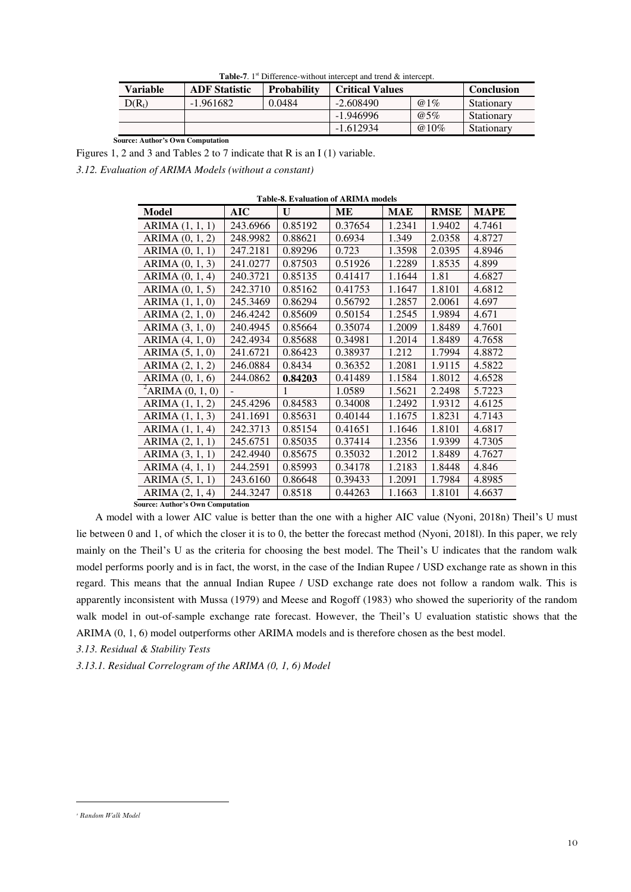**Table-7**. 1[st] Difference-without intercept and trend & intercept.

| Variable | ADF Statistic | Probability | Critical Values | | Conclusion |
|---|---|---|---|---|---|
| $D(R_t)$ | -1.961682 | 0.0484 | -2.608490 | @1% | Stationary |
| | | | -1.946996 | @5% | Stationary |
| | | | -1.612934 | @10% | Stationary |

**Source: Author's Own Computation**

Figures 1, 2 and 3 and Tables 2 to 7 indicate that R is an I (1) variable.

*3.12. Evaluation of ARIMA Models (without a constant)*

**Table-8. Evaluation of ARIMA models**

| Model | AIC | U | ME | MAE | RMSE | MAPE |
|---|---|---|---|---|---|---|
| ARIMA (1, 1, 1) | 243.6966 | 0.85192 | 0.37654 | 1.2341 | 1.9402 | 4.7461 |
| ARIMA (0, 1, 2) | 248.9982 | 0.88621 | 0.6934 | 1.349 | 2.0358 | 4.8727 |
| ARIMA (0, 1, 1) | 247.2181 | 0.89296 | 0.723 | 1.3598 | 2.0395 | 4.8946 |
| ARIMA (0, 1, 3) | 241.0277 | 0.87503 | 0.51926 | 1.2289 | 1.8535 | 4.899 |
| ARIMA (0, 1, 4) | 240.3721 | 0.85135 | 0.41417 | 1.1644 | 1.81 | 4.6827 |
| ARIMA (0, 1, 5) | 242.3710 | 0.85162 | 0.41753 | 1.1647 | 1.8101 | 4.6812 |
| ARIMA (1, 1, 0) | 245.3469 | 0.86294 | 0.56792 | 1.2857 | 2.0061 | 4.697 |
| ARIMA (2, 1, 0) | 246.4242 | 0.85609 | 0.50154 | 1.2545 | 1.9894 | 4.671 |
| ARIMA (3, 1, 0) | 240.4945 | 0.85664 | 0.35074 | 1.2009 | 1.8489 | 4.7601 |
| ARIMA (4, 1, 0) | 242.4934 | 0.85688 | 0.34981 | 1.2014 | 1.8489 | 4.7658 |
| ARIMA (5, 1, 0) | 241.6721 | 0.86423 | 0.38937 | 1.212 | 1.7994 | 4.8872 |
| ARIMA (2, 1, 2) | 246.0884 | 0.8434 | 0.36352 | 1.2081 | 1.9115 | 4.5822 |
| ARIMA (0, 1, 6) | 244.0862 | **0.84203** | 0.41489 | 1.1584 | 1.8012 | 4.6528 |
| [2]ARIMA (0, 1, 0) | - | 1 | 1.0589 | 1.5621 | 2.2498 | 5.7223 |
| ARIMA (1, 1, 2) | 245.4296 | 0.84583 | 0.34008 | 1.2492 | 1.9312 | 4.6125 |
| ARIMA (1, 1, 3) | 241.1691 | 0.85631 | 0.40144 | 1.1675 | 1.8231 | 4.7143 |
| ARIMA (1, 1, 4) | 242.3713 | 0.85154 | 0.41651 | 1.1646 | 1.8101 | 4.6817 |
| ARIMA (2, 1, 1) | 245.6751 | 0.85035 | 0.37414 | 1.2356 | 1.9399 | 4.7305 |
| ARIMA (3, 1, 1) | 242.4940 | 0.85675 | 0.35032 | 1.2012 | 1.8489 | 4.7627 |
| ARIMA (4, 1, 1) | 244.2591 | 0.85993 | 0.34178 | 1.2183 | 1.8448 | 4.846 |
| ARIMA (5, 1, 1) | 243.6160 | 0.86648 | 0.39433 | 1.2091 | 1.7984 | 4.8985 |
| ARIMA (2, 1, 4) | 244.3247 | 0.8518 | 0.44263 | 1.1663 | 1.8101 | 4.6637 |

**Source: Author's Own Computation**

A model with a lower AIC value is better than the one with a higher AIC value (Nyoni, 2018n) Theil's U must lie between 0 and 1, of which the closer it is to 0, the better the forecast method (Nyoni, 2018l). In this paper, we rely mainly on the Theil's U as the criteria for choosing the best model. The Theil's U indicates that the random walk model performs poorly and is in fact, the worst, in the case of the Indian Rupee / USD exchange rate as shown in this regard. This means that the annual Indian Rupee / USD exchange rate does not follow a random walk. This is apparently inconsistent with Mussa (1979) and Meese and Rogoff (1983) who showed the superiority of the random walk model in out-of-sample exchange rate forecast. However, the Theil's U evaluation statistic shows that the ARIMA (0, 1, 6) model outperforms other ARIMA models and is therefore chosen as the best model.

*3.13. Residual & Stability Tests*

*3.13.1. Residual Correlogram of the ARIMA (0, 1, 6) Model*

[2] *Random Walk Model*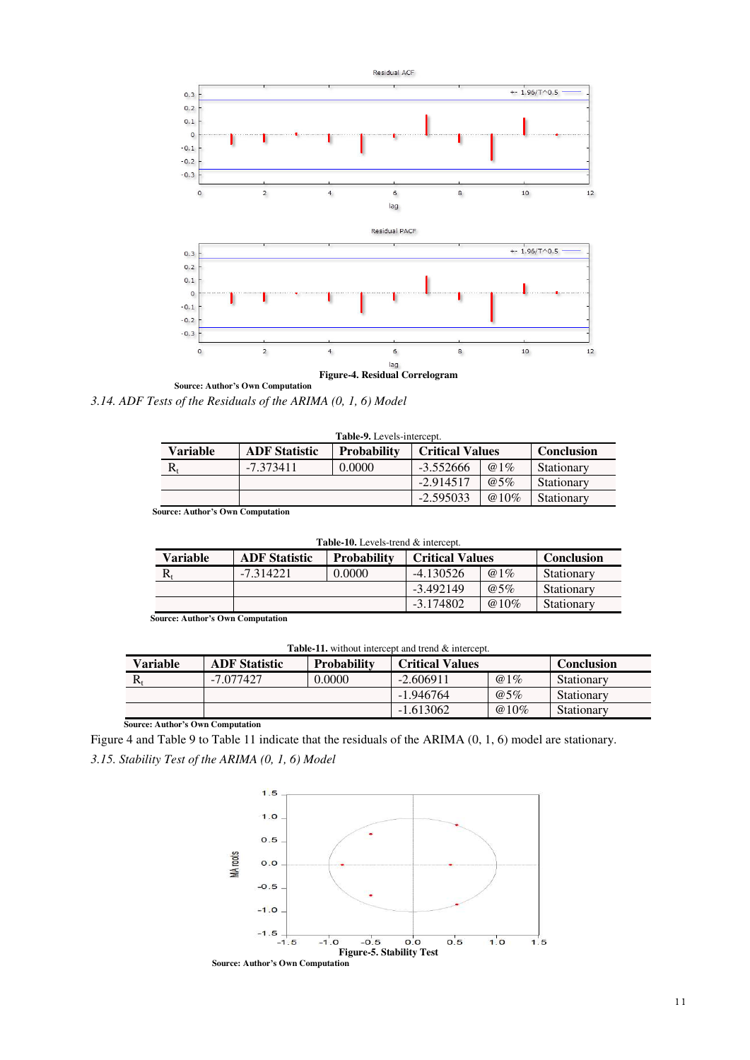Figure-4. Residual Correlogram

**Source: Author's Own Computation**

*3.14. ADF Tests of the Residuals of the ARIMA (0, 1, 6) Model*

**Table-9.** Levels-intercept.

| Variable | ADF Statistic | Probability | Critical Values | | Conclusion |
|---|---|---|---|---|---|
| $R_t$ | -7.373411 | 0.0000 | -3.552666 | @1% | Stationary |
| | | | -2.914517 | @5% | Stationary |
| | | | -2.595033 | @10% | Stationary |

**Source: Author's Own Computation**

**Table-10.** Levels-trend & intercept.

| Variable | ADF Statistic | Probability | Critical Values | | Conclusion |
|---|---|---|---|---|---|
| $R_t$ | -7.314221 | 0.0000 | -4.130526 | @1% | Stationary |
| | | | -3.492149 | @5% | Stationary |
| | | | -3.174802 | @10% | Stationary |

**Source: Author's Own Computation**

**Table-11.** without intercept and trend & intercept.

| Variable | ADF Statistic | Probability | Critical Values | | Conclusion |
|---|---|---|---|---|---|
| $R_t$ | -7.077427 | 0.0000 | -2.606911 | @1% | Stationary |
| | | | -1.946764 | @5% | Stationary |
| | | | -1.613062 | @10% | Stationary |

**Source: Author's Own Computation**

Figure 4 and Table 9 to Table 11 indicate that the residuals of the ARIMA (0, 1, 6) model are stationary.

*3.15. Stability Test of the ARIMA (0, 1, 6) Model*

**Figure-5. Stability Test**

**Source: Author's Own Computation**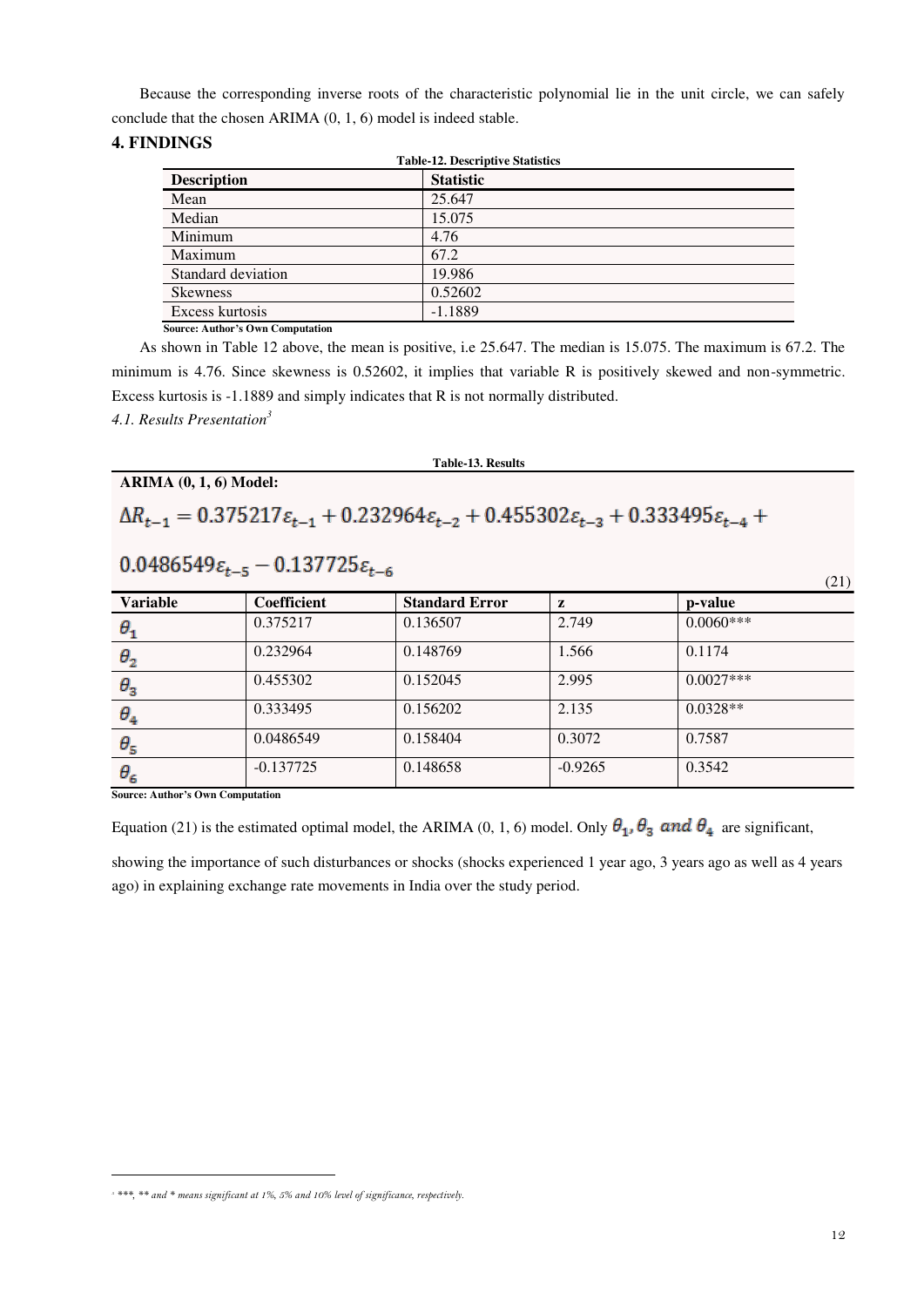Because the corresponding inverse roots of the characteristic polynomial lie in the unit circle, we can safely conclude that the chosen ARIMA (0, 1, 6) model is indeed stable.

## 4. FINDINGS

**Table-12. Descriptive Statistics**

| Description | Statistic |
|---|---|
| Mean | 25.647 |
| Median | 15.075 |
| Minimum | 4.76 |
| Maximum | 67.2 |
| Standard deviation | 19.986 |
| Skewness | 0.52602 |
| Excess kurtosis | -1.1889 |

**Source: Author's Own Computation**

As shown in Table 12 above, the mean is positive, i.e 25.647. The median is 15.075. The maximum is 67.2. The minimum is 4.76. Since skewness is 0.52602, it implies that variable R is positively skewed and non-symmetric. Excess kurtosis is -1.1889 and simply indicates that R is not normally distributed.

### *4.1. Results Presentation*[3]

**Table-13. Results**

**ARIMA (0, 1, 6) Model:**

$$\Delta R_{t-1} = 0.375217\varepsilon_{t-1} + 0.232964\varepsilon_{t-2} + 0.455302\varepsilon_{t-3} + 0.333495\varepsilon_{t-4} + 0.0486549\varepsilon_{t-5} - 0.137725\varepsilon_{t-6} \quad (21)$$

| Variable | Coefficient | Standard Error | z | p-value |
|---|---|---|---|---|
| $\theta_1$ | 0.375217 | 0.136507 | 2.749 | 0.0060*** |
| $\theta_2$ | 0.232964 | 0.148769 | 1.566 | 0.1174 |
| $\theta_3$ | 0.455302 | 0.152045 | 2.995 | 0.0027*** |
| $\theta_4$ | 0.333495 | 0.156202 | 2.135 | 0.0328** |
| $\theta_5$ | 0.0486549 | 0.158404 | 0.3072 | 0.7587 |
| $\theta_6$ | -0.137725 | 0.148658 | -0.9265 | 0.3542 |

**Source: Author's Own Computation**

Equation (21) is the estimated optimal model, the ARIMA (0, 1, 6) model. Only $\theta_1, \theta_3$ *and* $\theta_4$ are significant, showing the importance of such disturbances or shocks (shocks experienced 1 year ago, 3 years ago as well as 4 years ago) in explaining exchange rate movements in India over the study period.

---

[3] *\*\*\*, \*\* and \* means significant at 1%, 5% and 10% level of significance, respectively.*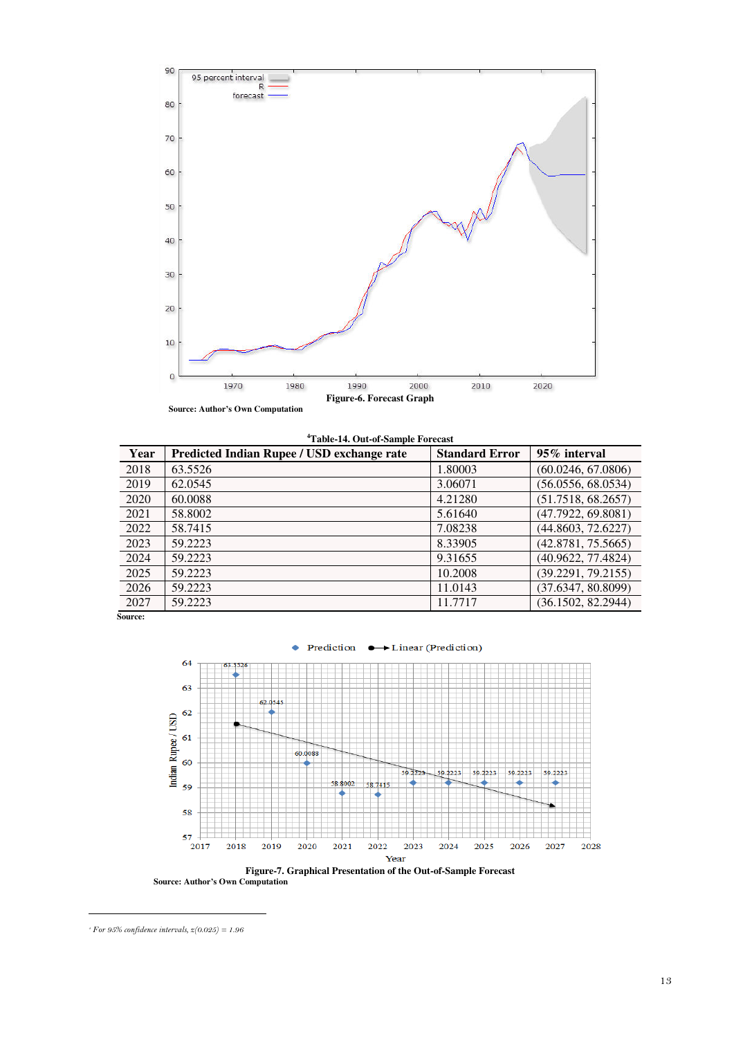Figure-6. Forecast Graph

**Source: Author's Own Computation**

**Table-14. Out-of-Sample Forecast**[4]

| Year | Predicted Indian Rupee / USD exchange rate | Standard Error | 95% interval |
|---|---|---|---|
| 2018 | 63.5526 | 1.80003 | (60.0246, 67.0806) |
| 2019 | 62.0545 | 3.06071 | (56.0556, 68.0534) |
| 2020 | 60.0088 | 4.21280 | (51.7518, 68.2657) |
| 2021 | 58.8002 | 5.61640 | (47.7922, 69.8081) |
| 2022 | 58.7415 | 7.08238 | (44.8603, 72.6227) |
| 2023 | 59.2223 | 8.33905 | (42.8781, 75.5665) |
| 2024 | 59.2223 | 9.31655 | (40.9622, 77.4824) |
| 2025 | 59.2223 | 10.2008 | (39.2291, 79.2155) |
| 2026 | 59.2223 | 11.0143 | (37.6347, 80.8099) |
| 2027 | 59.2223 | 11.7717 | (36.1502, 82.2944) |

**Source:**

**Figure-7. Graphical Presentation of the Out-of-Sample Forecast**

**Source: Author's Own Computation**

[4] *For 95% confidence intervals, z(0.025) = 1.96*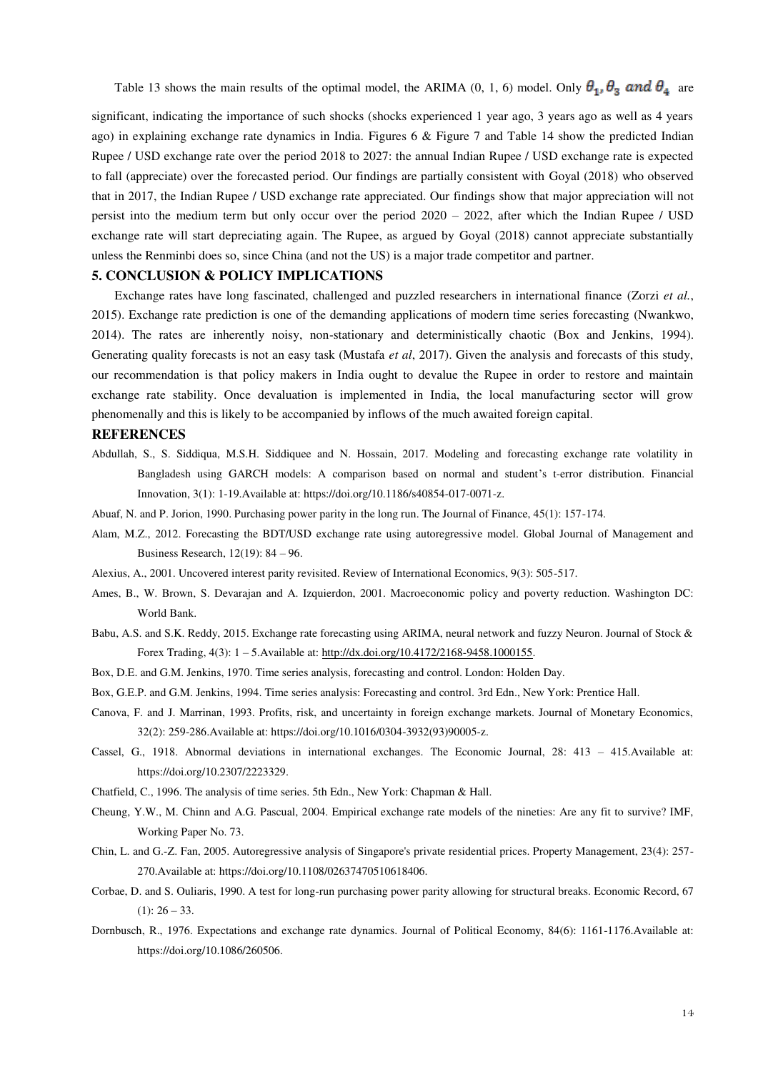Table 13 shows the main results of the optimal model, the ARIMA (0, 1, 6) model. Only $\theta_1, \theta_3$ *and* $\theta_4$ are significant, indicating the importance of such shocks (shocks experienced 1 year ago, 3 years ago as well as 4 years ago) in explaining exchange rate dynamics in India. Figures 6 & Figure 7 and Table 14 show the predicted Indian Rupee / USD exchange rate over the period 2018 to 2027: the annual Indian Rupee / USD exchange rate is expected to fall (appreciate) over the forecasted period. Our findings are partially consistent with Goyal (2018) who observed that in 2017, the Indian Rupee / USD exchange rate appreciated. Our findings show that major appreciation will not persist into the medium term but only occur over the period 2020 – 2022, after which the Indian Rupee / USD exchange rate will start depreciating again. The Rupee, as argued by Goyal (2018) cannot appreciate substantially unless the Renminbi does so, since China (and not the US) is a major trade competitor and partner.

## 5. CONCLUSION & POLICY IMPLICATIONS

Exchange rates have long fascinated, challenged and puzzled researchers in international finance (Zorzi *et al.*, 2015). Exchange rate prediction is one of the demanding applications of modern time series forecasting (Nwankwo, 2014). The rates are inherently noisy, non-stationary and deterministically chaotic (Box and Jenkins, 1994). Generating quality forecasts is not an easy task (Mustafa *et al*, 2017). Given the analysis and forecasts of this study, our recommendation is that policy makers in India ought to devalue the Rupee in order to restore and maintain exchange rate stability. Once devaluation is implemented in India, the local manufacturing sector will grow phenomenally and this is likely to be accompanied by inflows of the much awaited foreign capital.

## REFERENCES

Abdullah, S., S. Siddiqua, M.S.H. Siddiquee and N. Hossain, 2017. Modeling and forecasting exchange rate volatility in Bangladesh using GARCH models: A comparison based on normal and student's t-error distribution. Financial Innovation, 3(1): 1-19.Available at: https://doi.org/10.1186/s40854-017-0071-z.

Abuaf, N. and P. Jorion, 1990. Purchasing power parity in the long run. The Journal of Finance, 45(1): 157-174.

Alam, M.Z., 2012. Forecasting the BDT/USD exchange rate using autoregressive model. Global Journal of Management and Business Research, 12(19): 84 – 96.

Alexius, A., 2001. Uncovered interest parity revisited. Review of International Economics, 9(3): 505-517.

Ames, B., W. Brown, S. Devarajan and A. Izquierdon, 2001. Macroeconomic policy and poverty reduction. Washington DC: World Bank.

Babu, A.S. and S.K. Reddy, 2015. Exchange rate forecasting using ARIMA, neural network and fuzzy Neuron. Journal of Stock & Forex Trading, 4(3): 1 – 5.Available at: http://dx.doi.org/10.4172/2168-9458.1000155.

Box, D.E. and G.M. Jenkins, 1970. Time series analysis, forecasting and control. London: Holden Day.

Box, G.E.P. and G.M. Jenkins, 1994. Time series analysis: Forecasting and control. 3rd Edn., New York: Prentice Hall.

Canova, F. and J. Marrinan, 1993. Profits, risk, and uncertainty in foreign exchange markets. Journal of Monetary Economics, 32(2): 259-286.Available at: https://doi.org/10.1016/0304-3932(93)90005-z.

Cassel, G., 1918. Abnormal deviations in international exchanges. The Economic Journal, 28: 413 – 415.Available at: https://doi.org/10.2307/2223329.

Chatfield, C., 1996. The analysis of time series. 5th Edn., New York: Chapman & Hall.

Cheung, Y.W., M. Chinn and A.G. Pascual, 2004. Empirical exchange rate models of the nineties: Are any fit to survive? IMF, Working Paper No. 73.

Chin, L. and G.-Z. Fan, 2005. Autoregressive analysis of Singapore's private residential prices. Property Management, 23(4): 257-270.Available at: https://doi.org/10.1108/02637470510618406.

Corbae, D. and S. Ouliaris, 1990. A test for long-run purchasing power parity allowing for structural breaks. Economic Record, 67 (1): 26 – 33.

Dornbusch, R., 1976. Expectations and exchange rate dynamics. Journal of Political Economy, 84(6): 1161-1176.Available at: https://doi.org/10.1086/260506.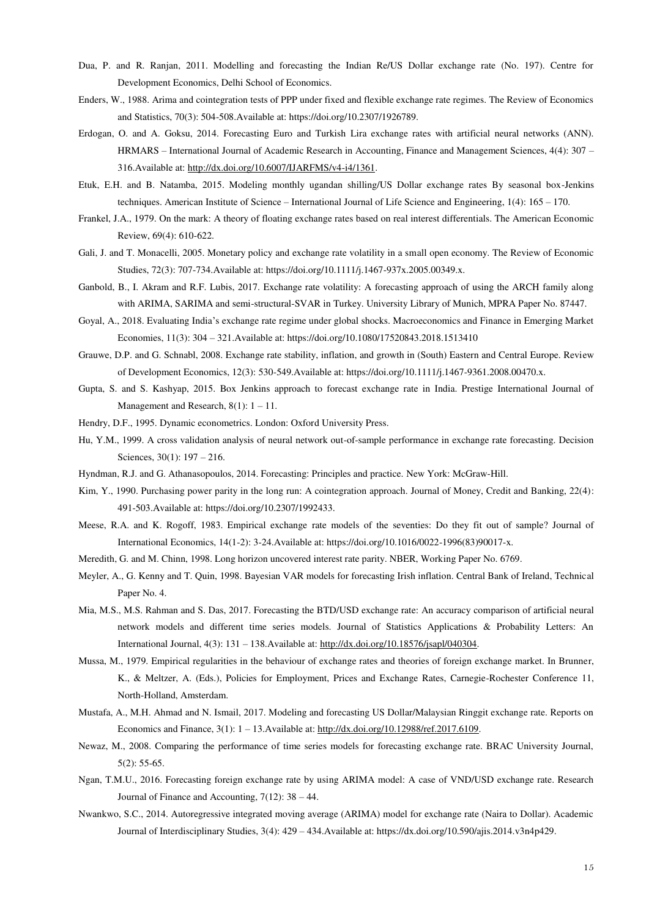Dua, P. and R. Ranjan, 2011. Modelling and forecasting the Indian Re/US Dollar exchange rate (No. 197). Centre for Development Economics, Delhi School of Economics.

Enders, W., 1988. Arima and cointegration tests of PPP under fixed and flexible exchange rate regimes. The Review of Economics and Statistics, 70(3): 504-508.Available at: https://doi.org/10.2307/1926789.

Erdogan, O. and A. Goksu, 2014. Forecasting Euro and Turkish Lira exchange rates with artificial neural networks (ANN). HRMARS – International Journal of Academic Research in Accounting, Finance and Management Sciences, 4(4): 307 – 316.Available at: http://dx.doi.org/10.6007/IJARFMS/v4-i4/1361.

Etuk, E.H. and B. Natamba, 2015. Modeling monthly ugandan shilling/US Dollar exchange rates By seasonal box-Jenkins techniques. American Institute of Science – International Journal of Life Science and Engineering, 1(4): 165 – 170.

Frankel, J.A., 1979. On the mark: A theory of floating exchange rates based on real interest differentials. The American Economic Review, 69(4): 610-622.

Gali, J. and T. Monacelli, 2005. Monetary policy and exchange rate volatility in a small open economy. The Review of Economic Studies, 72(3): 707-734.Available at: https://doi.org/10.1111/j.1467-937x.2005.00349.x.

Ganbold, B., I. Akram and R.F. Lubis, 2017. Exchange rate volatility: A forecasting approach of using the ARCH family along with ARIMA, SARIMA and semi-structural-SVAR in Turkey. University Library of Munich, MPRA Paper No. 87447.

Goyal, A., 2018. Evaluating India's exchange rate regime under global shocks. Macroeconomics and Finance in Emerging Market Economies, 11(3): 304 – 321.Available at: https://doi.org/10.1080/17520843.2018.1513410

Grauwe, D.P. and G. Schnabl, 2008. Exchange rate stability, inflation, and growth in (South) Eastern and Central Europe. Review of Development Economics, 12(3): 530-549.Available at: https://doi.org/10.1111/j.1467-9361.2008.00470.x.

Gupta, S. and S. Kashyap, 2015. Box Jenkins approach to forecast exchange rate in India. Prestige International Journal of Management and Research, 8(1): 1 – 11.

Hendry, D.F., 1995. Dynamic econometrics. London: Oxford University Press.

Hu, Y.M., 1999. A cross validation analysis of neural network out-of-sample performance in exchange rate forecasting. Decision Sciences, 30(1): 197 – 216.

Hyndman, R.J. and G. Athanasopoulos, 2014. Forecasting: Principles and practice. New York: McGraw-Hill.

Kim, Y., 1990. Purchasing power parity in the long run: A cointegration approach. Journal of Money, Credit and Banking, 22(4): 491-503.Available at: https://doi.org/10.2307/1992433.

Meese, R.A. and K. Rogoff, 1983. Empirical exchange rate models of the seventies: Do they fit out of sample? Journal of International Economics, 14(1-2): 3-24.Available at: https://doi.org/10.1016/0022-1996(83)90017-x.

Meredith, G. and M. Chinn, 1998. Long horizon uncovered interest rate parity. NBER, Working Paper No. 6769.

Meyler, A., G. Kenny and T. Quin, 1998. Bayesian VAR models for forecasting Irish inflation. Central Bank of Ireland, Technical Paper No. 4.

Mia, M.S., M.S. Rahman and S. Das, 2017. Forecasting the BTD/USD exchange rate: An accuracy comparison of artificial neural network models and different time series models. Journal of Statistics Applications & Probability Letters: An International Journal, 4(3): 131 – 138.Available at: http://dx.doi.org/10.18576/jsapl/040304.

Mussa, M., 1979. Empirical regularities in the behaviour of exchange rates and theories of foreign exchange market. In Brunner, K., & Meltzer, A. (Eds.), Policies for Employment, Prices and Exchange Rates, Carnegie-Rochester Conference 11, North-Holland, Amsterdam.

Mustafa, A., M.H. Ahmad and N. Ismail, 2017. Modeling and forecasting US Dollar/Malaysian Ringgit exchange rate. Reports on Economics and Finance, 3(1): 1 – 13.Available at: http://dx.doi.org/10.12988/ref.2017.6109.

Newaz, M., 2008. Comparing the performance of time series models for forecasting exchange rate. BRAC University Journal, 5(2): 55-65.

Ngan, T.M.U., 2016. Forecasting foreign exchange rate by using ARIMA model: A case of VND/USD exchange rate. Research Journal of Finance and Accounting, 7(12): 38 – 44.

Nwankwo, S.C., 2014. Autoregressive integrated moving average (ARIMA) model for exchange rate (Naira to Dollar). Academic Journal of Interdisciplinary Studies, 3(4): 429 – 434.Available at: https://dx.doi.org/10.590/ajis.2014.v3n4p429.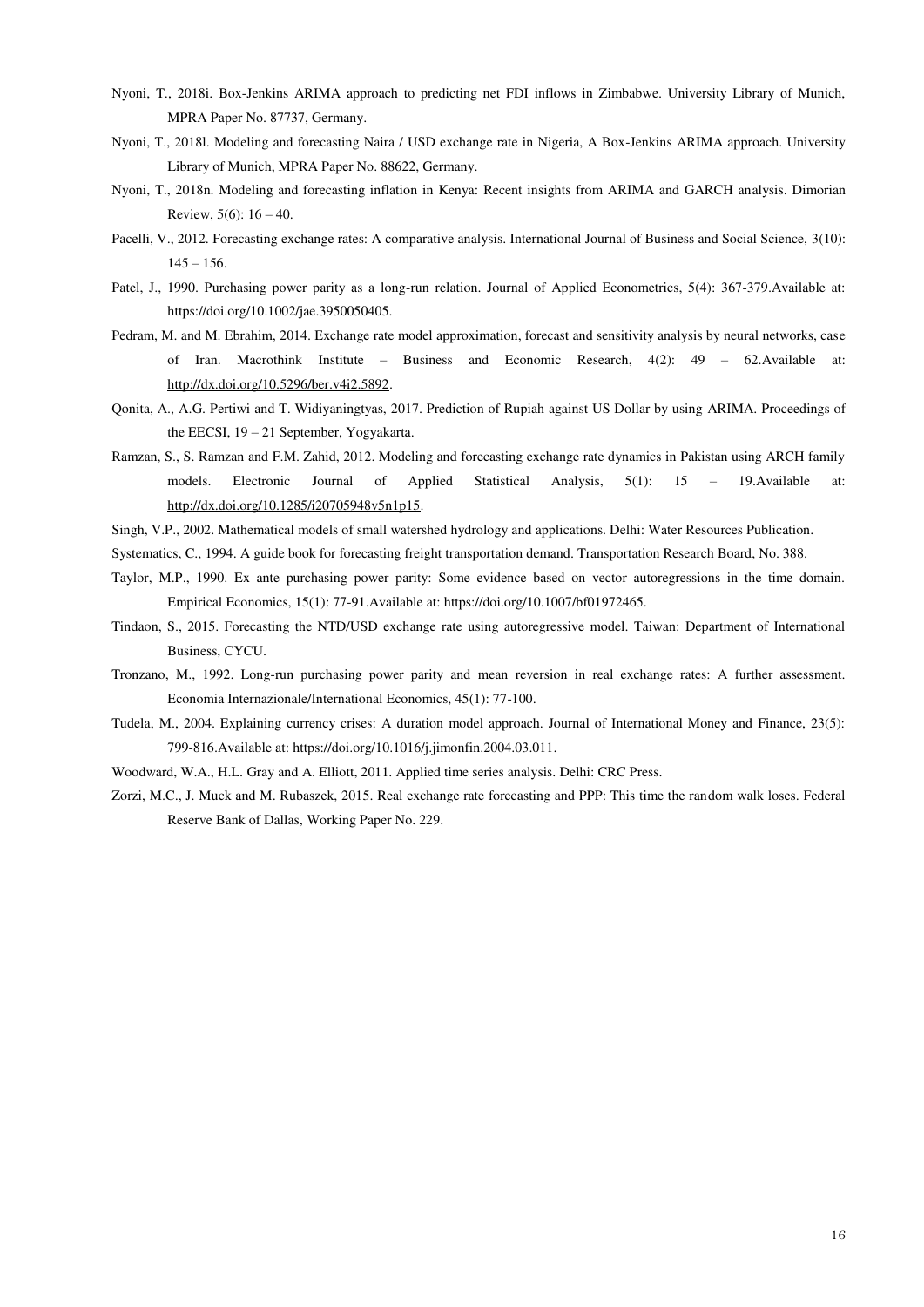Nyoni, T., 2018i. Box-Jenkins ARIMA approach to predicting net FDI inflows in Zimbabwe. University Library of Munich, MPRA Paper No. 87737, Germany.

Nyoni, T., 2018l. Modeling and forecasting Naira / USD exchange rate in Nigeria, A Box-Jenkins ARIMA approach. University Library of Munich, MPRA Paper No. 88622, Germany.

Nyoni, T., 2018n. Modeling and forecasting inflation in Kenya: Recent insights from ARIMA and GARCH analysis. Dimorian Review, 5(6): 16 – 40.

Pacelli, V., 2012. Forecasting exchange rates: A comparative analysis. International Journal of Business and Social Science, 3(10): 145 – 156.

Patel, J., 1990. Purchasing power parity as a long-run relation. Journal of Applied Econometrics, 5(4): 367-379.Available at: https://doi.org/10.1002/jae.3950050405.

Pedram, M. and M. Ebrahim, 2014. Exchange rate model approximation, forecast and sensitivity analysis by neural networks, case of Iran. Macrothink Institute – Business and Economic Research, 4(2): 49 – 62.Available at: http://dx.doi.org/10.5296/ber.v4i2.5892.

Qonita, A., A.G. Pertiwi and T. Widiyaningtyas, 2017. Prediction of Rupiah against US Dollar by using ARIMA. Proceedings of the EECSI, 19 – 21 September, Yogyakarta.

Ramzan, S., S. Ramzan and F.M. Zahid, 2012. Modeling and forecasting exchange rate dynamics in Pakistan using ARCH family models. Electronic Journal of Applied Statistical Analysis, 5(1): 15 – 19.Available at: http://dx.doi.org/10.1285/i20705948v5n1p15.

Singh, V.P., 2002. Mathematical models of small watershed hydrology and applications. Delhi: Water Resources Publication.

Systematics, C., 1994. A guide book for forecasting freight transportation demand. Transportation Research Board, No. 388.

Taylor, M.P., 1990. Ex ante purchasing power parity: Some evidence based on vector autoregressions in the time domain. Empirical Economics, 15(1): 77-91.Available at: https://doi.org/10.1007/bf01972465.

Tindaon, S., 2015. Forecasting the NTD/USD exchange rate using autoregressive model. Taiwan: Department of International Business, CYCU.

Tronzano, M., 1992. Long-run purchasing power parity and mean reversion in real exchange rates: A further assessment. Economia Internazionale/International Economics, 45(1): 77-100.

Tudela, M., 2004. Explaining currency crises: A duration model approach. Journal of International Money and Finance, 23(5): 799-816.Available at: https://doi.org/10.1016/j.jimonfin.2004.03.011.

Woodward, W.A., H.L. Gray and A. Elliott, 2011. Applied time series analysis. Delhi: CRC Press.

Zorzi, M.C., J. Muck and M. Rubaszek, 2015. Real exchange rate forecasting and PPP: This time the random walk loses. Federal Reserve Bank of Dallas, Working Paper No. 229.